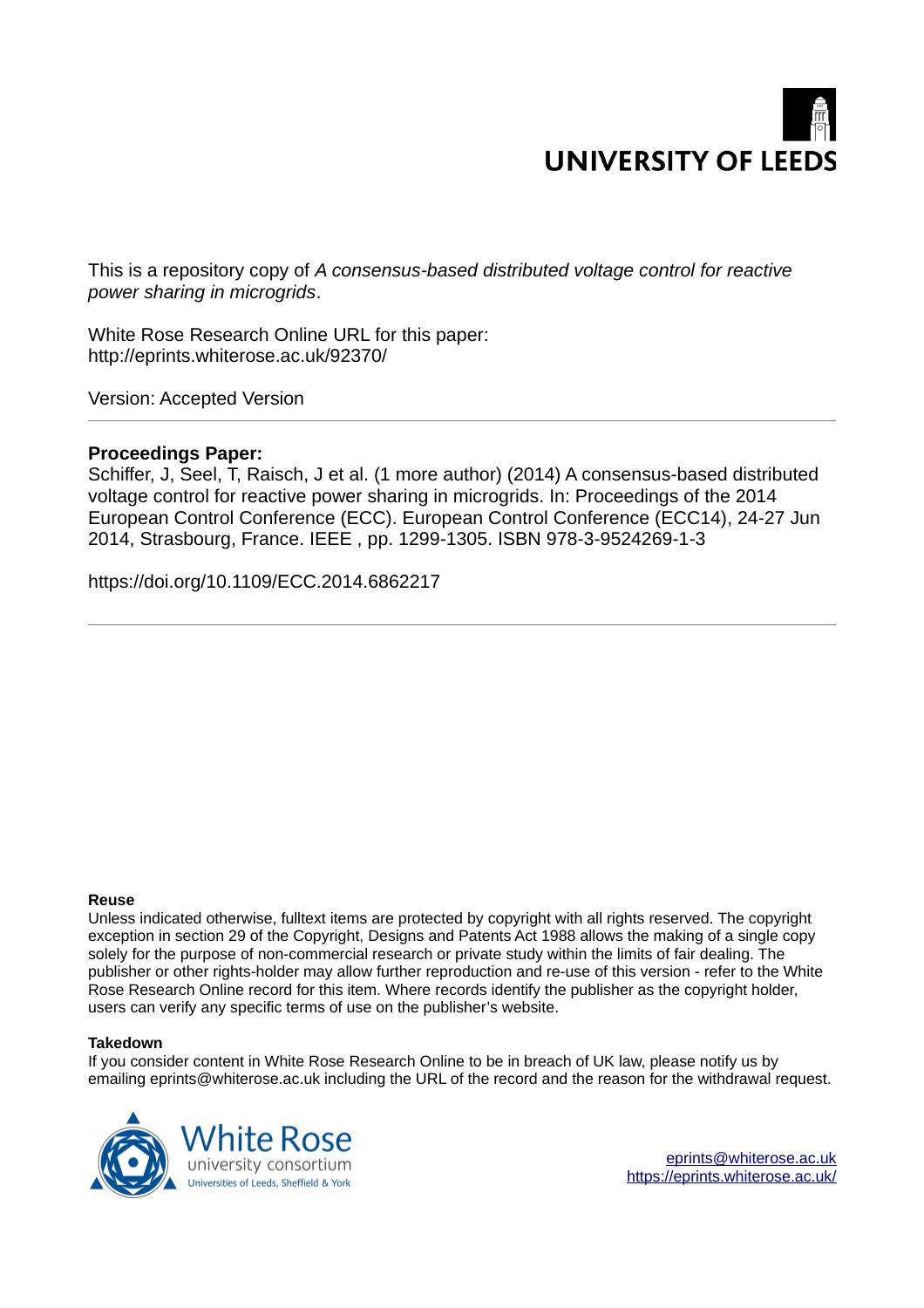UNIVERSITY OF LEEDS

This is a repository copy of *A consensus-based distributed voltage control for reactive power sharing in microgrids*.

White Rose Research Online URL for this paper:
http://eprints.whiterose.ac.uk/92370/

Version: Accepted Version

---

**Proceedings Paper:**

Schiffer, J, Seel, T, Raisch, J et al. (1 more author) (2014) A consensus-based distributed voltage control for reactive power sharing in microgrids. In: Proceedings of the 2014 European Control Conference (ECC). European Control Conference (ECC14), 24-27 Jun 2014, Strasbourg, France. IEEE , pp. 1299-1305. ISBN 978-3-9524269-1-3

https://doi.org/10.1109/ECC.2014.6862217

---

**Reuse**

Unless indicated otherwise, fulltext items are protected by copyright with all rights reserved. The copyright exception in section 29 of the Copyright, Designs and Patents Act 1988 allows the making of a single copy solely for the purpose of non-commercial research or private study within the limits of fair dealing. The publisher or other rights-holder may allow further reproduction and re-use of this version - refer to the White Rose Research Online record for this item. Where records identify the publisher as the copyright holder, users can verify any specific terms of use on the publisher's website.

**Takedown**

If you consider content in White Rose Research Online to be in breach of UK law, please notify us by emailing eprints@whiterose.ac.uk including the URL of the record and the reason for the withdrawal request.

White Rose university consortium
Universities of Leeds, Sheffield & York

eprints@whiterose.ac.uk
https://eprints.whiterose.ac.uk/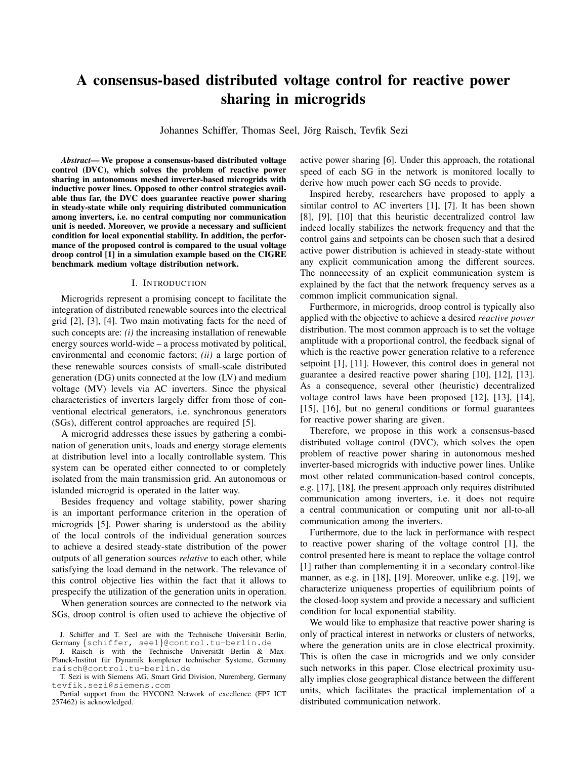# A consensus-based distributed voltage control for reactive power sharing in microgrids

Johannes Schiffer, Thomas Seel, Jörg Raisch, Tevfik Sezi

***Abstract*— We propose a consensus-based distributed voltage control (DVC), which solves the problem of reactive power sharing in autonomous meshed inverter-based microgrids with inductive power lines. Opposed to other control strategies available thus far, the DVC does guarantee reactive power sharing in steady-state while only requiring distributed communication among inverters, i.e. no central computing nor communication unit is needed. Moreover, we provide a necessary and sufficient condition for local exponential stability. In addition, the performance of the proposed control is compared to the usual voltage droop control [1] in a simulation example based on the CIGRE benchmark medium voltage distribution network.**

## I. Introduction

Microgrids represent a promising concept to facilitate the integration of distributed renewable sources into the electrical grid [2], [3], [4]. Two main motivating facts for the need of such concepts are: *(i)* the increasing installation of renewable energy sources world-wide – a process motivated by political, environmental and economic factors; *(ii)* a large portion of these renewable sources consists of small-scale distributed generation (DG) units connected at the low (LV) and medium voltage (MV) levels via AC inverters. Since the physical characteristics of inverters largely differ from those of conventional electrical generators, i.e. synchronous generators (SGs), different control approaches are required [5].

A microgrid addresses these issues by gathering a combination of generation units, loads and energy storage elements at distribution level into a locally controllable system. This system can be operated either connected to or completely isolated from the main transmission grid. An autonomous or islanded microgrid is operated in the latter way.

Besides frequency and voltage stability, power sharing is an important performance criterion in the operation of microgrids [5]. Power sharing is understood as the ability of the local controls of the individual generation sources to achieve a desired steady-state distribution of the power outputs of all generation sources *relative* to each other, while satisfying the load demand in the network. The relevance of this control objective lies within the fact that it allows to prespecify the utilization of the generation units in operation.

When generation sources are connected to the network via SGs, droop control is often used to achieve the objective of active power sharing [6]. Under this approach, the rotational speed of each SG in the network is monitored locally to derive how much power each SG needs to provide.

Inspired hereby, researchers have proposed to apply a similar control to AC inverters [1], [7]. It has been shown [8], [9], [10] that this heuristic decentralized control law indeed locally stabilizes the network frequency and that the control gains and setpoints can be chosen such that a desired active power distribution is achieved in steady-state without any explicit communication among the different sources. The nonnecessity of an explicit communication system is explained by the fact that the network frequency serves as a common implicit communication signal.

Furthermore, in microgrids, droop control is typically also applied with the objective to achieve a desired *reactive power* distribution. The most common approach is to set the voltage amplitude with a proportional control, the feedback signal of which is the reactive power generation relative to a reference setpoint [1], [11]. However, this control does in general not guarantee a desired reactive power sharing [10], [12], [13]. As a consequence, several other (heuristic) decentralized voltage control laws have been proposed [12], [13], [14], [15], [16], but no general conditions or formal guarantees for reactive power sharing are given.

Therefore, we propose in this work a consensus-based distributed voltage control (DVC), which solves the open problem of reactive power sharing in autonomous meshed inverter-based microgrids with inductive power lines. Unlike most other related communication-based control concepts, e.g. [17], [18], the present approach only requires distributed communication among inverters, i.e. it does not require a central communication or computing unit nor all-to-all communication among the inverters.

Furthermore, due to the lack in performance with respect to reactive power sharing of the voltage control [1], the control presented here is meant to replace the voltage control [1] rather than complementing it in a secondary control-like manner, as e.g. in [18], [19]. Moreover, unlike e.g. [19], we characterize uniqueness properties of equilibrium points of the closed-loop system and provide a necessary and sufficient condition for local exponential stability.

We would like to emphasize that reactive power sharing is only of practical interest in networks or clusters of networks, where the generation units are in close electrical proximity. This is often the case in microgrids and we only consider such networks in this paper. Close electrical proximity usually implies close geographical distance between the different units, which facilitates the practical implementation of a distributed communication network.

J. Schiffer and T. Seel are with the Technische Universität Berlin, Germany {schiffer, seel}@control.tu-berlin.de

J. Raisch is with the Technische Universität Berlin & Max-Planck-Institut für Dynamik komplexer technischer Systeme, Germany raisch@control.tu-berlin.de

T. Sezi is with Siemens AG, Smart Grid Division, Nuremberg, Germany tevfik.sezi@siemens.com

Partial support from the HYCON2 Network of excellence (FP7 ICT 257462) is acknowledged.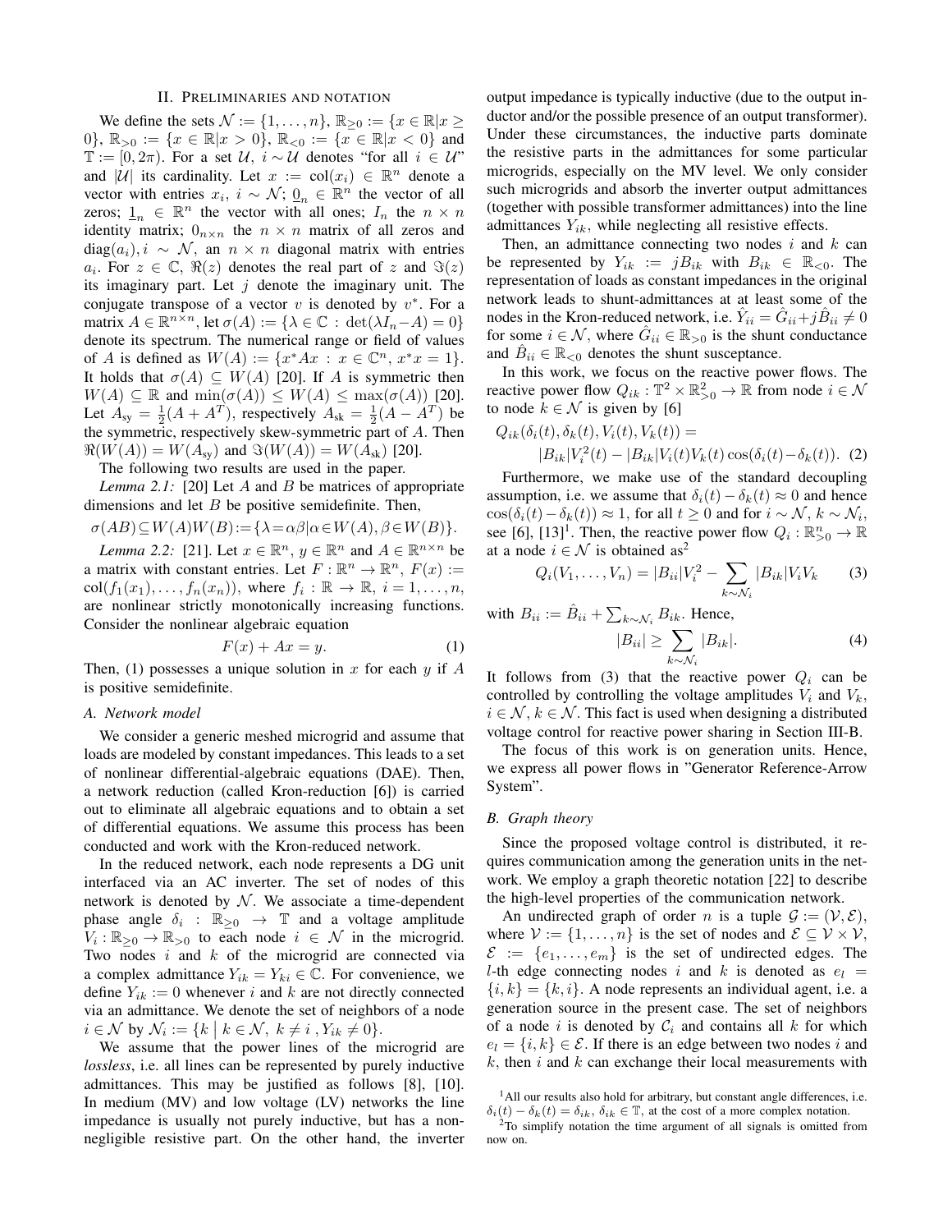## II. Preliminaries and notation

We define the sets $\mathcal{N} := \{1, \dots, n\}$, $\mathbb{R}_{\geq 0} := \{x \in \mathbb{R} | x \geq 0\}$, $\mathbb{R}_{>0} := \{x \in \mathbb{R} | x > 0\}$, $\mathbb{R}_{<0} := \{x \in \mathbb{R} | x < 0\}$ and $\mathbb{T} := [0, 2\pi)$. For a set $\mathcal{U}$, $i \sim \mathcal{U}$ denotes "for all $i \in \mathcal{U}$" and $|\mathcal{U}|$ its cardinality. Let $x := \mathrm{col}(x_i) \in \mathbb{R}^n$ denote a vector with entries $x_i$, $i \sim \mathcal{N}$; $\underline{0}_n \in \mathbb{R}^n$ the vector of all zeros; $\underline{1}_n \in \mathbb{R}^n$ the vector with all ones; $I_n$ the $n \times n$ identity matrix; $0_{n \times n}$ the $n \times n$ matrix of all zeros and $\mathrm{diag}(a_i), i \sim \mathcal{N}$, an $n \times n$ diagonal matrix with entries $a_i$. For $z \in \mathbb{C}$, $\Re(z)$ denotes the real part of $z$ and $\Im(z)$ its imaginary part. Let $j$ denote the imaginary unit. The conjugate transpose of a vector $v$ is denoted by $v^*$. For a matrix $A \in \mathbb{R}^{n \times n}$, let $\sigma(A) := \{\lambda \in \mathbb{C} : \det(\lambda I_n - A) = 0\}$ denote its spectrum. The numerical range or field of values of $A$ is defined as $W(A) := \{x^* A x : x \in \mathbb{C}^n, x^* x = 1\}$. It holds that $\sigma(A) \subseteq W(A)$ [20]. If $A$ is symmetric then $W(A) \subseteq \mathbb{R}$ and $\min(\sigma(A)) \leq W(A) \leq \max(\sigma(A))$ [20]. Let $A_{\mathrm{sy}} = \frac{1}{2}(A + A^T)$, respectively $A_{\mathrm{sk}} = \frac{1}{2}(A - A^T)$ be the symmetric, respectively skew-symmetric part of $A$. Then $\Re(W(A)) = W(A_{\mathrm{sy}})$ and $\Im(W(A)) = W(A_{\mathrm{sk}})$ [20].

The following two results are used in the paper.

*Lemma 2.1:* [20] Let $A$ and $B$ be matrices of appropriate dimensions and let $B$ be positive semidefinite. Then,

$$\sigma(AB) \subseteq W(A)W(B) := \{\lambda = \alpha\beta | \alpha \in W(A), \beta \in W(B)\}.$$

*Lemma 2.2:* [21]. Let $x \in \mathbb{R}^n$, $y \in \mathbb{R}^n$ and $A \in \mathbb{R}^{n \times n}$ be a matrix with constant entries. Let $F : \mathbb{R}^n \to \mathbb{R}^n$, $F(x) := \mathrm{col}(f_1(x_1), \dots, f_n(x_n))$, where $f_i : \mathbb{R} \to \mathbb{R}$, $i = 1, \dots, n$, are nonlinear strictly monotonically increasing functions. Consider the nonlinear algebraic equation

$$F(x) + Ax = y. \tag{1}$$

Then, (1) possesses a unique solution in $x$ for each $y$ if $A$ is positive semidefinite.

### A. Network model

We consider a generic meshed microgrid and assume that loads are modeled by constant impedances. This leads to a set of nonlinear differential-algebraic equations (DAE). Then, a network reduction (called Kron-reduction [6]) is carried out to eliminate all algebraic equations and to obtain a set of differential equations. We assume this process has been conducted and work with the Kron-reduced network.

In the reduced network, each node represents a DG unit interfaced via an AC inverter. The set of nodes of this network is denoted by $\mathcal{N}$. We associate a time-dependent phase angle $\delta_i : \mathbb{R}_{\geq 0} \to \mathbb{T}$ and a voltage amplitude $V_i : \mathbb{R}_{\geq 0} \to \mathbb{R}_{>0}$ to each node $i \in \mathcal{N}$ in the microgrid. Two nodes $i$ and $k$ of the microgrid are connected via a complex admittance $Y_{ik} = Y_{ki} \in \mathbb{C}$. For convenience, we define $Y_{ik} := 0$ whenever $i$ and $k$ are not directly connected via an admittance. We denote the set of neighbors of a node $i \in \mathcal{N}$ by $\mathcal{N}_i := \{k \mid k \in \mathcal{N}, k \neq i, Y_{ik} \neq 0\}$.

We assume that the power lines of the microgrid are *lossless*, i.e. all lines can be represented by purely inductive admittances. This may be justified as follows [8], [10]. In medium (MV) and low voltage (LV) networks the line impedance is usually not purely inductive, but has a non-negligible resistive part. On the other hand, the inverter output impedance is typically inductive (due to the output inductor and/or the possible presence of an output transformer). Under these circumstances, the inductive parts dominate the resistive parts in the admittances for some particular microgrids, especially on the MV level. We only consider such microgrids and absorb the inverter output admittances (together with possible transformer admittances) into the line admittances $Y_{ik}$, while neglecting all resistive effects.

Then, an admittance connecting two nodes $i$ and $k$ can be represented by $Y_{ik} := jB_{ik}$ with $B_{ik} \in \mathbb{R}_{<0}$. The representation of loads as constant impedances in the original network leads to shunt-admittances at at least some of the nodes in the Kron-reduced network, i.e. $\hat{Y}_{ii} = \hat{G}_{ii} + j\hat{B}_{ii} \neq 0$ for some $i \in \mathcal{N}$, where $\hat{G}_{ii} \in \mathbb{R}_{>0}$ is the shunt conductance and $\hat{B}_{ii} \in \mathbb{R}_{<0}$ denotes the shunt susceptance.

In this work, we focus on the reactive power flows. The reactive power flow $Q_{ik} : \mathbb{T}^2 \times \mathbb{R}^2_{>0} \to \mathbb{R}$ from node $i \in \mathcal{N}$ to node $k \in \mathcal{N}$ is given by [6]

$$\begin{aligned} Q_{ik}(\delta_i(t), \delta_k(t), V_i(t), V_k(t)) = \\ |B_{ik}|V_i^2(t) - |B_{ik}|V_i(t)V_k(t)\cos(\delta_i(t) - \delta_k(t)). \end{aligned} \tag{2}$$

Furthermore, we make use of the standard decoupling assumption, i.e. we assume that $\delta_i(t) - \delta_k(t) \approx 0$ and hence $\cos(\delta_i(t) - \delta_k(t)) \approx 1$, for all $t \geq 0$ and for $i \sim \mathcal{N}$, $k \sim \mathcal{N}_i$, see [6], [13][1]. Then, the reactive power flow $Q_i : \mathbb{R}^n_{>0} \to \mathbb{R}$ at a node $i \in \mathcal{N}$ is obtained as[2]

$$Q_i(V_1, \dots, V_n) = |B_{ii}|V_i^2 - \sum_{k \sim \mathcal{N}_i} |B_{ik}|V_i V_k \tag{3}$$

with $B_{ii} := \hat{B}_{ii} + \sum_{k \sim \mathcal{N}_i} B_{ik}$. Hence,

$$|B_{ii}| \geq \sum_{k \sim \mathcal{N}_i} |B_{ik}|. \tag{4}$$

It follows from (3) that the reactive power $Q_i$ can be controlled by controlling the voltage amplitudes $V_i$ and $V_k$, $i \in \mathcal{N}$, $k \in \mathcal{N}$. This fact is used when designing a distributed voltage control for reactive power sharing in Section III-B.

The focus of this work is on generation units. Hence, we express all power flows in "Generator Reference-Arrow System".

### B. Graph theory

Since the proposed voltage control is distributed, it requires communication among the generation units in the network. We employ a graph theoretic notation [22] to describe the high-level properties of the communication network.

An undirected graph of order $n$ is a tuple $\mathcal{G} := (\mathcal{V}, \mathcal{E})$, where $\mathcal{V} := \{1, \dots, n\}$ is the set of nodes and $\mathcal{E} \subseteq \mathcal{V} \times \mathcal{V}$, $\mathcal{E} := \{e_1, \dots, e_m\}$ is the set of undirected edges. The $l$-th edge connecting nodes $i$ and $k$ is denoted as $e_l = \{i, k\} = \{k, i\}$. A node represents an individual agent, i.e. a generation source in the present case. The set of neighbors of a node $i$ is denoted by $\mathcal{C}_i$ and contains all $k$ for which $e_l = \{i, k\} \in \mathcal{E}$. If there is an edge between two nodes $i$ and $k$, then $i$ and $k$ can exchange their local measurements with

[1] All our results also hold for arbitrary, but constant angle differences, i.e. $\delta_i(t) - \delta_k(t) = \delta_{ik}$, $\delta_{ik} \in \mathbb{T}$, at the cost of a more complex notation.

[2] To simplify notation the time argument of all signals is omitted from now on.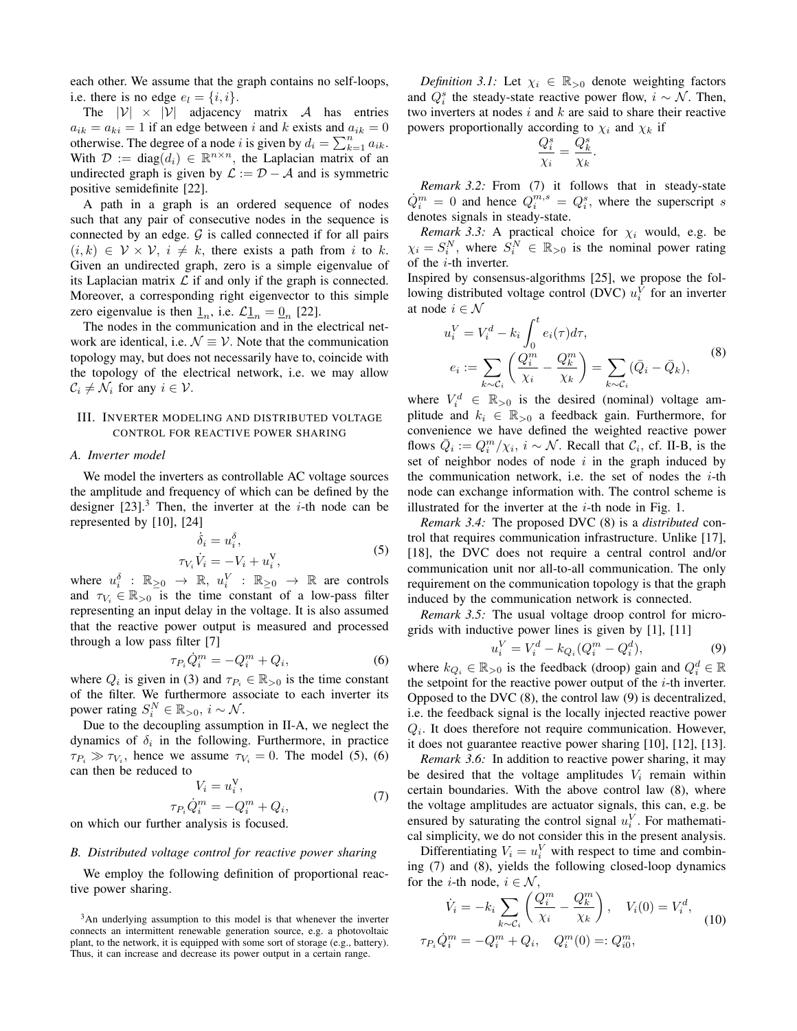each other. We assume that the graph contains no self-loops, i.e. there is no edge $e_l = \{i, i\}$.

The $|\mathcal{V}| \times |\mathcal{V}|$ adjacency matrix $\mathcal{A}$ has entries $a_{ik} = a_{ki} = 1$ if an edge between $i$ and $k$ exists and $a_{ik} = 0$ otherwise. The degree of a node $i$ is given by $d_i = \sum_{k=1}^{n} a_{ik}$. With $\mathcal{D} := \operatorname{diag}(d_i) \in \mathbb{R}^{n \times n}$, the Laplacian matrix of an undirected graph is given by $\mathcal{L} := \mathcal{D} - \mathcal{A}$ and is symmetric positive semidefinite [22].

A path in a graph is an ordered sequence of nodes such that any pair of consecutive nodes in the sequence is connected by an edge. $\mathcal{G}$ is called connected if for all pairs $(i, k) \in \mathcal{V} \times \mathcal{V}$, $i \neq k$, there exists a path from $i$ to $k$. Given an undirected graph, zero is a simple eigenvalue of its Laplacian matrix $\mathcal{L}$ if and only if the graph is connected. Moreover, a corresponding right eigenvector to this simple zero eigenvalue is then $\underline{1}_n$, i.e. $\mathcal{L}\underline{1}_n = \underline{0}_n$ [22].

The nodes in the communication and in the electrical network are identical, i.e. $\mathcal{N} \equiv \mathcal{V}$. Note that the communication topology may, but does not necessarily have to, coincide with the topology of the electrical network, i.e. we may allow $\mathcal{C}_i \neq \mathcal{N}_i$ for any $i \in \mathcal{V}$.

## III. Inverter modeling and distributed voltage control for reactive power sharing

### A. Inverter model

We model the inverters as controllable AC voltage sources the amplitude and frequency of which can be defined by the designer [23].[3] Then, the inverter at the $i$-th node can be represented by [10], [24]

$$
\begin{aligned}
\dot{\delta}_i &= u_i^{\delta}, \\
\tau_{V_i} \dot{V}_i &= -V_i + u_i^{\mathrm{V}},
\end{aligned}
\tag{5}
$$

where $u_i^{\delta} : \mathbb{R}_{\geq 0} \to \mathbb{R}$, $u_i^{V} : \mathbb{R}_{\geq 0} \to \mathbb{R}$ are controls and $\tau_{V_i} \in \mathbb{R}_{>0}$ is the time constant of a low-pass filter representing an input delay in the voltage. It is also assumed that the reactive power output is measured and processed through a low pass filter [7]

$$
\tau_{P_i} \dot{Q}_i^m = -Q_i^m + Q_i, \tag{6}
$$

where $Q_i$ is given in (3) and $\tau_{P_i} \in \mathbb{R}_{>0}$ is the time constant of the filter. We furthermore associate to each inverter its power rating $S_i^N \in \mathbb{R}_{>0}$, $i \sim \mathcal{N}$.

Due to the decoupling assumption in II-A, we neglect the dynamics of $\delta_i$ in the following. Furthermore, in practice $\tau_{P_i} \gg \tau_{V_i}$, hence we assume $\tau_{V_i} = 0$. The model (5), (6) can then be reduced to

$$
\begin{aligned}
V_i &= u_i^{\mathrm{V}}, \\
\tau_{P_i} \dot{Q}_i^m &= -Q_i^m + Q_i,
\end{aligned}
\tag{7}
$$

on which our further analysis is focused.

### B. Distributed voltage control for reactive power sharing

We employ the following definition of proportional reactive power sharing.

*Definition 3.1:* Let $\chi_i \in \mathbb{R}_{>0}$ denote weighting factors and $Q_i^s$ the steady-state reactive power flow, $i \sim \mathcal{N}$. Then, two inverters at nodes $i$ and $k$ are said to share their reactive powers proportionally according to $\chi_i$ and $\chi_k$ if

$$
\frac{Q_i^s}{\chi_i} = \frac{Q_k^s}{\chi_k}.
$$

*Remark 3.2:* From (7) it follows that in steady-state $\dot{Q}_i^m = 0$ and hence $Q_i^{m,s} = Q_i^s$, where the superscript $s$ denotes signals in steady-state.

*Remark 3.3:* A practical choice for $\chi_i$ would, e.g. be $\chi_i = S_i^N$, where $S_i^N \in \mathbb{R}_{>0}$ is the nominal power rating of the $i$-th inverter.

Inspired by consensus-algorithms [25], we propose the following distributed voltage control (DVC) $u_i^V$ for an inverter at node $i \in \mathcal{N}$

$$
\begin{aligned}
u_i^V &= V_i^d - k_i \int_0^t e_i(\tau) d\tau, \\
e_i &:= \sum_{k \sim \mathcal{C}_i} \left( \frac{Q_i^m}{\chi_i} - \frac{Q_k^m}{\chi_k} \right) = \sum_{k \sim \mathcal{C}_i} (\bar{Q}_i - \bar{Q}_k),
\end{aligned}
\tag{8}
$$

where $V_i^d \in \mathbb{R}_{>0}$ is the desired (nominal) voltage amplitude and $k_i \in \mathbb{R}_{>0}$ a feedback gain. Furthermore, for convenience we have defined the weighted reactive power flows $\bar{Q}_i := Q_i^m / \chi_i$, $i \sim \mathcal{N}$. Recall that $\mathcal{C}_i$, cf. II-B, is the set of neighbor nodes of node $i$ in the graph induced by the communication network, i.e. the set of nodes the $i$-th node can exchange information with. The control scheme is illustrated for the inverter at the $i$-th node in Fig. 1.

*Remark 3.4:* The proposed DVC (8) is a *distributed* control that requires communication infrastructure. Unlike [17], [18], the DVC does not require a central control and/or communication unit nor all-to-all communication. The only requirement on the communication topology is that the graph induced by the communication network is connected.

*Remark 3.5:* The usual voltage droop control for microgrids with inductive power lines is given by [1], [11]

$$
u_i^V = V_i^d - k_{Q_i}(Q_i^m - Q_i^d), \tag{9}
$$

where $k_{Q_i} \in \mathbb{R}_{>0}$ is the feedback (droop) gain and $Q_i^d \in \mathbb{R}$ the setpoint for the reactive power output of the $i$-th inverter. Opposed to the DVC (8), the control law (9) is decentralized, i.e. the feedback signal is the locally injected reactive power $Q_i$. It does therefore not require communication. However, it does not guarantee reactive power sharing [10], [12], [13].

*Remark 3.6:* In addition to reactive power sharing, it may be desired that the voltage amplitudes $V_i$ remain within certain boundaries. With the above control law (8), where the voltage amplitudes are actuator signals, this can, e.g. be ensured by saturating the control signal $u_i^V$. For mathematical simplicity, we do not consider this in the present analysis.

Differentiating $V_i = u_i^V$ with respect to time and combining (7) and (8), yields the following closed-loop dynamics for the $i$-th node, $i \in \mathcal{N}$,

$$
\begin{aligned}
\dot{V}_i &= -k_i \sum_{k \sim \mathcal{C}_i} \left( \frac{Q_i^m}{\chi_i} - \frac{Q_k^m}{\chi_k} \right), \quad V_i(0) = V_i^d, \\
\tau_{P_i} \dot{Q}_i^m &= -Q_i^m + Q_i, \quad Q_i^m(0) =: Q_{i0}^m,
\end{aligned}
\tag{10}
$$

[3] An underlying assumption to this model is that whenever the inverter connects an intermittent renewable generation source, e.g. a photovoltaic plant, to the network, it is equipped with some sort of storage (e.g., battery). Thus, it can increase and decrease its power output in a certain range.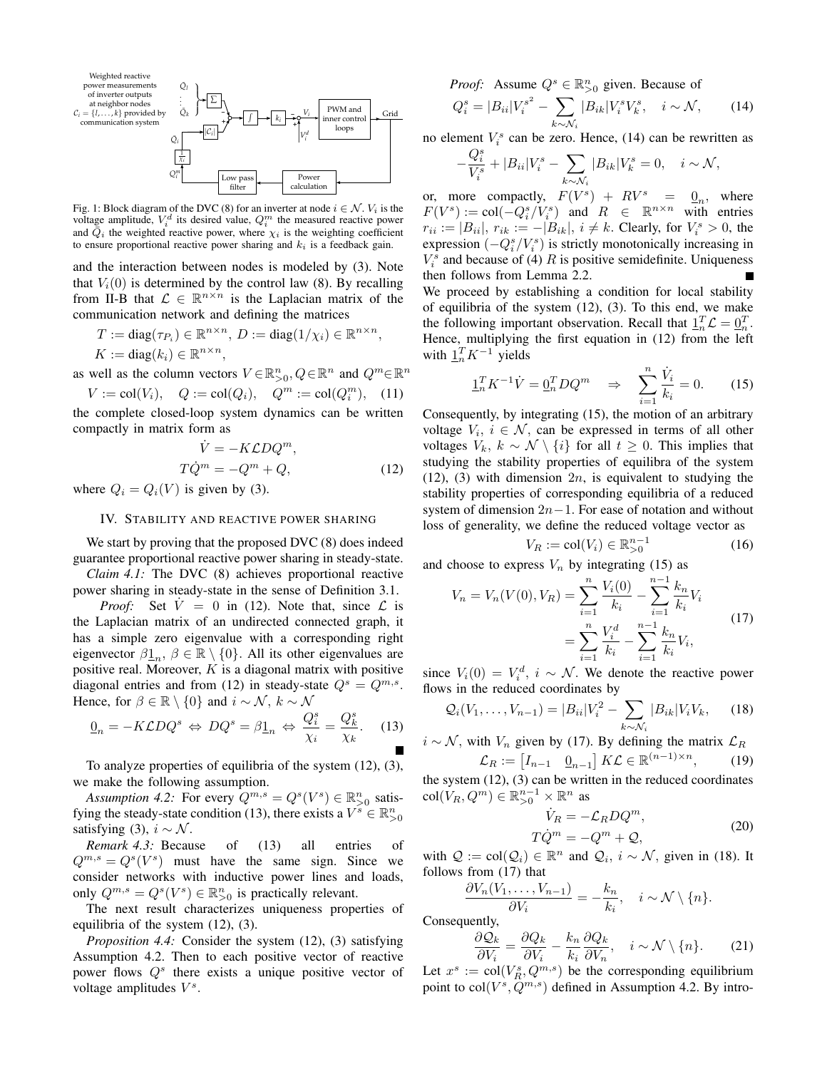Fig. 1: Block diagram of the DVC (8) for an inverter at node $i \in \mathcal{N}$. $V_i$ is the voltage amplitude, $V_i^d$ its desired value, $Q_i^m$ the measured reactive power and $\tilde{Q}_i$ the weighted reactive power, where $\chi_i$ is the weighting coefficient to ensure proportional reactive power sharing and $k_i$ is a feedback gain.

and the interaction between nodes is modeled by (3). Note that $V_i(0)$ is determined by the control law (8). By recalling from II-B that $\mathcal{L} \in \mathbb{R}^{n\times n}$ is the Laplacian matrix of the communication network and defining the matrices

$$T := \operatorname{diag}(\tau_{P_i}) \in \mathbb{R}^{n\times n},\ D := \operatorname{diag}(1/\chi_i) \in \mathbb{R}^{n\times n},$$
$$K := \operatorname{diag}(k_i) \in \mathbb{R}^{n\times n},$$

as well as the column vectors $V \in \mathbb{R}^n_{>0}, Q \in \mathbb{R}^n$ and $Q^m \in \mathbb{R}^n$

$$V := \operatorname{col}(V_i), \quad Q := \operatorname{col}(Q_i), \quad Q^m := \operatorname{col}(Q_i^m), \quad (11)$$

the complete closed-loop system dynamics can be written compactly in matrix form as

$$\begin{aligned} \dot{V} &= -K\mathcal{L}DQ^m, \\ T\dot{Q}^m &= -Q^m + Q, \end{aligned} \quad (12)$$

where $Q_i = Q_i(V)$ is given by (3).

## IV. Stability and reactive power sharing

We start by proving that the proposed DVC (8) does indeed guarantee proportional reactive power sharing in steady-state.

*Claim 4.1:* The DVC (8) achieves proportional reactive power sharing in steady-state in the sense of Definition 3.1.

*Proof:* Set $\dot{V} = 0$ in (12). Note that, since $\mathcal{L}$ is the Laplacian matrix of an undirected connected graph, it has a simple zero eigenvalue with a corresponding right eigenvector $\beta \underline{1}_n$, $\beta \in \mathbb{R}\setminus\{0\}$. All its other eigenvalues are positive real. Moreover, $K$ is a diagonal matrix with positive diagonal entries and from (12) in steady-state $Q^s = Q^{m,s}$. Hence, for $\beta \in \mathbb{R}\setminus\{0\}$ and $i \sim \mathcal{N}$, $k \sim \mathcal{N}$

$$\underline{0}_n = -K\mathcal{L}DQ^s \Leftrightarrow DQ^s = \beta \underline{1}_n \Leftrightarrow \frac{Q_i^s}{\chi_i} = \frac{Q_k^s}{\chi_k}. \quad (13)$$

■

To analyze properties of equilibria of the system (12), (3), we make the following assumption.

*Assumption 4.2:* For every $Q^{m,s} = Q^s(V^s) \in \mathbb{R}^n_{>0}$ satisfying the steady-state condition (13), there exists a $V^s \in \mathbb{R}^n_{>0}$ satisfying (3), $i \sim \mathcal{N}$.

*Remark 4.3:* Because of (13) all entries of $Q^{m,s} = Q^s(V^s)$ must have the same sign. Since we consider networks with inductive power lines and loads, only $Q^{m,s} = Q^s(V^s) \in \mathbb{R}^n_{>0}$ is practically relevant.

The next result characterizes uniqueness properties of equilibria of the system (12), (3).

*Proposition 4.4:* Consider the system (12), (3) satisfying Assumption 4.2. Then to each positive vector of reactive power flows $Q^s$ there exists a unique positive vector of voltage amplitudes $V^s$.

*Proof:* Assume $Q^s \in \mathbb{R}^n_{>0}$ given. Because of

$$Q_i^s = |B_{ii}|{V_i^s}^2 - \sum_{k\sim\mathcal{N}_i} |B_{ik}|V_i^s V_k^s, \quad i \sim \mathcal{N}, \quad (14)$$

no element $V_i^s$ can be zero. Hence, (14) can be rewritten as

$$-\frac{Q_i^s}{V_i^s} + |B_{ii}|V_i^s - \sum_{k\sim\mathcal{N}_i} |B_{ik}|V_k^s = 0, \quad i \sim \mathcal{N},$$

or, more compactly, $F(V^s) + RV^s = \underline{0}_n$, where $F(V^s) := \operatorname{col}(-Q_i^s/V_i^s)$ and $R \in \mathbb{R}^{n\times n}$ with entries $r_{ii} := |B_{ii}|$, $r_{ik} := -|B_{ik}|$, $i \neq k$. Clearly, for $V_i^s > 0$, the expression $(-Q_i^s/V_i^s)$ is strictly monotonically increasing in $V_i^s$ and because of (4) $R$ is positive semidefinite. Uniqueness then follows from Lemma 2.2. ■

We proceed by establishing a condition for local stability of equilibria of the system (12), (3). To this end, we make the following important observation. Recall that $\underline{1}_n^T\mathcal{L} = \underline{0}_n^T$. Hence, multiplying the first equation in (12) from the left with $\underline{1}_n^T K^{-1}$ yields

$$\underline{1}_n^T K^{-1}\dot{V} = \underline{0}_n^T DQ^m \quad \Rightarrow \quad \sum_{i=1}^n \frac{\dot{V}_i}{k_i} = 0. \quad (15)$$

Consequently, by integrating (15), the motion of an arbitrary voltage $V_i$, $i \in \mathcal{N}$, can be expressed in terms of all other voltages $V_k$, $k \sim \mathcal{N}\setminus\{i\}$ for all $t \geq 0$. This implies that studying the stability properties of equilibria of the system (12), (3) with dimension $2n$, is equivalent to studying the stability properties of corresponding equilibria of a reduced system of dimension $2n-1$. For ease of notation and without loss of generality, we define the reduced voltage vector as

$$V_R := \operatorname{col}(V_i) \in \mathbb{R}^{n-1}_{>0} \quad (16)$$

and choose to express $V_n$ by integrating (15) as

$$\begin{aligned} V_n = V_n(V(0), V_R) &= \sum_{i=1}^n \frac{V_i(0)}{k_i} - \sum_{i=1}^{n-1} \frac{k_n}{k_i} V_i \\ &= \sum_{i=1}^n \frac{V_i^d}{k_i} - \sum_{i=1}^{n-1} \frac{k_n}{k_i} V_i, \end{aligned} \quad (17)$$

since $V_i(0) = V_i^d$, $i \sim \mathcal{N}$. We denote the reactive power flows in the reduced coordinates by

$$\mathcal{Q}_i(V_1, \ldots, V_{n-1}) = |B_{ii}|V_i^2 - \sum_{k\sim\mathcal{N}_i} |B_{ik}|V_i V_k, \quad (18)$$

$i \sim \mathcal{N}$, with $V_n$ given by (17). By defining the matrix $\mathcal{L}_R$

$$\mathcal{L}_R := \begin{bmatrix} I_{n-1} & \underline{0}_{n-1} \end{bmatrix} K\mathcal{L} \in \mathbb{R}^{(n-1)\times n}, \quad (19)$$

the system (12), (3) can be written in the reduced coordinates $\operatorname{col}(V_R, Q^m) \in \mathbb{R}^{n-1}_{>0} \times \mathbb{R}^n$ as

$$\begin{aligned} \dot{V}_R &= -\mathcal{L}_R DQ^m, \\ T\dot{Q}^m &= -Q^m + \mathcal{Q}, \end{aligned} \quad (20)$$

with $\mathcal{Q} := \operatorname{col}(\mathcal{Q}_i) \in \mathbb{R}^n$ and $\mathcal{Q}_i$, $i \sim \mathcal{N}$, given in (18). It follows from (17) that

$$\frac{\partial V_n(V_1, \ldots, V_{n-1})}{\partial V_i} = -\frac{k_n}{k_i}, \quad i \sim \mathcal{N}\setminus\{n\}.$$

Consequently,

$$\frac{\partial \mathcal{Q}_k}{\partial V_i} = \frac{\partial Q_k}{\partial V_i} - \frac{k_n}{k_i}\frac{\partial Q_k}{\partial V_n}, \quad i \sim \mathcal{N}\setminus\{n\}. \quad (21)$$

Let $x^s := \operatorname{col}(V_R^s, Q^{m,s})$ be the corresponding equilibrium point to $\operatorname{col}(V^s, Q^{m,s})$ defined in Assumption 4.2. By intro-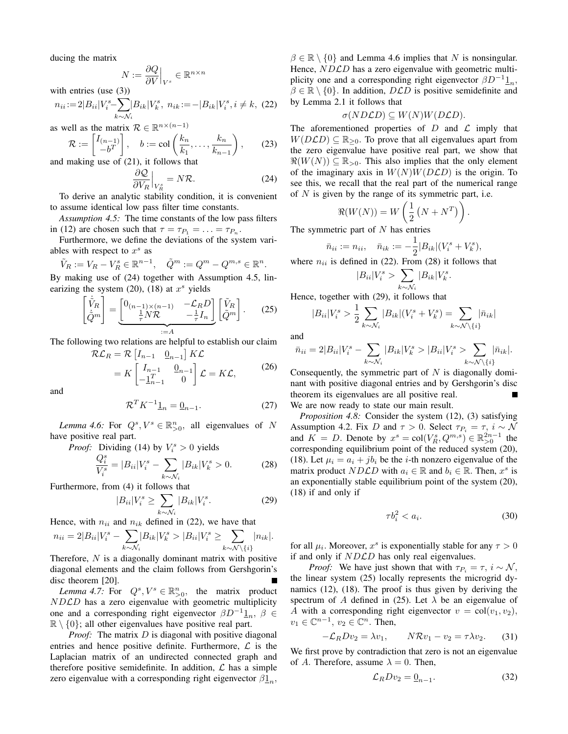ducing the matrix

$$N := \frac{\partial Q}{\partial V}\Big|_{V^s} \in \mathbb{R}^{n\times n}$$

with entries (use (3))

$$n_{ii} := 2|B_{ii}|V_i^s - \sum_{k\sim\mathcal{N}_i}|B_{ik}|V_k^s,\ n_{ik} := -|B_{ik}|V_i^s, i\neq k, \quad (22)$$

as well as the matrix $\mathcal{R} \in \mathbb{R}^{n\times(n-1)}$

$$\mathcal{R} := \begin{bmatrix} I_{(n-1)} \\ -b^T \end{bmatrix}, \quad b := \operatorname{col}\left(\frac{k_n}{k_1}, \ldots, \frac{k_n}{k_{n-1}}\right), \quad (23)$$

and making use of (21), it follows that

$$\frac{\partial \mathcal{Q}}{\partial V_R}\Big|_{V_R^s} = N\mathcal{R}. \quad (24)$$

To derive an analytic stability condition, it is convenient to assume identical low pass filter time constants.

*Assumption 4.5:* The time constants of the low pass filters in (12) are chosen such that $\tau = \tau_{P_1} = \ldots = \tau_{P_n}$.

Furthermore, we define the deviations of the system variables with respect to $x^s$ as

$$\tilde{V}_R := V_R - V_R^s \in \mathbb{R}^{n-1}, \quad \tilde{Q}^m := Q^m - Q^{m,s} \in \mathbb{R}^n.$$

By making use of (24) together with Assumption 4.5, linearizing the system (20), (18) at $x^s$ yields

$$\begin{bmatrix} \dot{\tilde{V}}_R \\ \dot{\tilde{Q}}^m \end{bmatrix} = \underbrace{\begin{bmatrix} 0_{(n-1)\times(n-1)} & -\mathcal{L}_R D \\ \frac{1}{\tau}N\mathcal{R} & -\frac{1}{\tau}I_n \end{bmatrix}}_{:=A} \begin{bmatrix} \tilde{V}_R \\ \tilde{Q}^m \end{bmatrix}. \quad (25)$$

The following two relations are helpful to establish our claim

$$\begin{aligned} \mathcal{R}\mathcal{L}_R &= \mathcal{R}\begin{bmatrix} I_{n-1} & \underline{0}_{n-1} \end{bmatrix} K\mathcal{L} \\ &= K\begin{bmatrix} I_{n-1} & \underline{0}_{n-1} \\ -\underline{1}_{n-1}^T & 0 \end{bmatrix}\mathcal{L} = K\mathcal{L}, \end{aligned} \quad (26)$$

and

$$\mathcal{R}^T K^{-1}\underline{1}_n = \underline{0}_{n-1}. \quad (27)$$

*Lemma 4.6:* For $Q^s, V^s \in \mathbb{R}^n_{>0}$, all eigenvalues of $N$ have positive real part.

*Proof:* Dividing (14) by $V_i^s > 0$ yields

$$\frac{Q_i^s}{V_i^s} = |B_{ii}|V_i^s - \sum_{k\sim\mathcal{N}_i}|B_{ik}|V_k^s > 0. \quad (28)$$

Furthermore, from (4) it follows that

$$|B_{ii}|V_i^s \geq \sum_{k\sim\mathcal{N}_i}|B_{ik}|V_i^s. \quad (29)$$

Hence, with $n_{ii}$ and $n_{ik}$ defined in (22), we have that

$$n_{ii} = 2|B_{ii}|V_i^s - \sum_{k\sim\mathcal{N}_i}|B_{ik}|V_k^s > |B_{ii}|V_i^s \geq \sum_{k\sim\mathcal{N}\setminus\{i\}}|n_{ik}|.$$

Therefore, $N$ is a diagonally dominant matrix with positive diagonal elements and the claim follows from Gershgorin's disc theorem [20]. ∎

*Lemma 4.7:* For $Q^s, V^s \in \mathbb{R}^n_{>0}$, the matrix product $ND\mathcal{L}D$ has a zero eigenvalue with geometric multiplicity one and a corresponding right eigenvector $\beta D^{-1}\underline{1}_n$, $\beta \in \mathbb{R}\setminus\{0\}$; all other eigenvalues have positive real part.

*Proof:* The matrix $D$ is diagonal with positive diagonal entries and hence positive definite. Furthermore, $\mathcal{L}$ is the Laplacian matrix of an undirected connected graph and therefore positive semidefinite. In addition, $\mathcal{L}$ has a simple zero eigenvalue with a corresponding right eigenvector $\beta\underline{1}_n$, $\beta \in \mathbb{R}\setminus\{0\}$ and Lemma 4.6 implies that $N$ is nonsingular. Hence, $ND\mathcal{L}D$ has a zero eigenvalue with geometric multiplicity one and a corresponding right eigenvector $\beta D^{-1}\underline{1}_n$, $\beta \in \mathbb{R}\setminus\{0\}$. In addition, $D\mathcal{L}D$ is positive semidefinite and by Lemma 2.1 it follows that

$$\sigma(ND\mathcal{L}D) \subseteq W(N)W(D\mathcal{L}D).$$

The aforementioned properties of $D$ and $\mathcal{L}$ imply that $W(D\mathcal{L}D) \subseteq \mathbb{R}_{\geq 0}$. To prove that all eigenvalues apart from the zero eigenvalue have positive real part, we show that $\Re(W(N)) \subseteq \mathbb{R}_{>0}$. This also implies that the only element of the imaginary axis in $W(N)W(D\mathcal{L}D)$ is the origin. To see this, we recall that the real part of the numerical range of $N$ is given by the range of its symmetric part, i.e.

$$\Re(W(N)) = W\left(\frac{1}{2}\left(N + N^T\right)\right).$$

The symmetric part of $N$ has entries

$$\bar{n}_{ii} := n_{ii}, \quad \bar{n}_{ik} := -\frac{1}{2}|B_{ik}|(V_i^s + V_k^s),$$

where $n_{ii}$ is defined in (22). From (28) it follows that

$$|B_{ii}|V_i^s > \sum_{k\sim\mathcal{N}_i}|B_{ik}|V_k^s.$$

Hence, together with (29), it follows that

$$|B_{ii}|V_i^s > \frac{1}{2}\sum_{k\sim\mathcal{N}_i}|B_{ik}|(V_i^s + V_k^s) = \sum_{k\sim\mathcal{N}\setminus\{i\}}|\bar{n}_{ik}|$$

and

$$\bar{n}_{ii} = 2|B_{ii}|V_i^s - \sum_{k\sim\mathcal{N}_i}|B_{ik}|V_k^s > |B_{ii}|V_i^s > \sum_{k\sim\mathcal{N}\setminus\{i\}}|\bar{n}_{ik}|.$$

Consequently, the symmetric part of $N$ is diagonally dominant with positive diagonal entries and by Gershgorin's disc theorem its eigenvalues are all positive real. ∎

We are now ready to state our main result.

*Proposition 4.8:* Consider the system (12), (3) satisfying Assumption 4.2. Fix $D$ and $\tau > 0$. Select $\tau_{P_i} = \tau$, $i \sim \mathcal{N}$ and $K = D$. Denote by $x^s = \operatorname{col}(V_R^s, Q^{m,s}) \in \mathbb{R}^{2n-1}_{>0}$ the corresponding equilibrium point of the reduced system (20), (18). Let $\mu_i = a_i + jb_i$ be the $i$-th nonzero eigenvalue of the matrix product $ND\mathcal{L}D$ with $a_i \in \mathbb{R}$ and $b_i \in \mathbb{R}$. Then, $x^s$ is an exponentially stable equilibrium point of the system (20), (18) if and only if

$$\tau b_i^2 < a_i. \quad (30)$$

for all $\mu_i$. Moreover, $x^s$ is exponentially stable for any $\tau > 0$ if and only if $ND\mathcal{L}D$ has only real eigenvalues.

*Proof:* We have just shown that with $\tau_{P_i} = \tau$, $i \sim \mathcal{N}$, the linear system (25) locally represents the microgrid dynamics (12), (18). The proof is thus given by deriving the spectrum of $A$ defined in (25). Let $\lambda$ be an eigenvalue of $A$ with a corresponding right eigenvector $v = \operatorname{col}(v_1, v_2)$, $v_1 \in \mathbb{C}^{n-1}$, $v_2 \in \mathbb{C}^n$. Then,

$$-\mathcal{L}_R D v_2 = \lambda v_1, \qquad N\mathcal{R}v_1 - v_2 = \tau\lambda v_2. \quad (31)$$

We first prove by contradiction that zero is not an eigenvalue of $A$. Therefore, assume $\lambda = 0$. Then,

$$\mathcal{L}_R D v_2 = \underline{0}_{n-1}. \quad (32)$$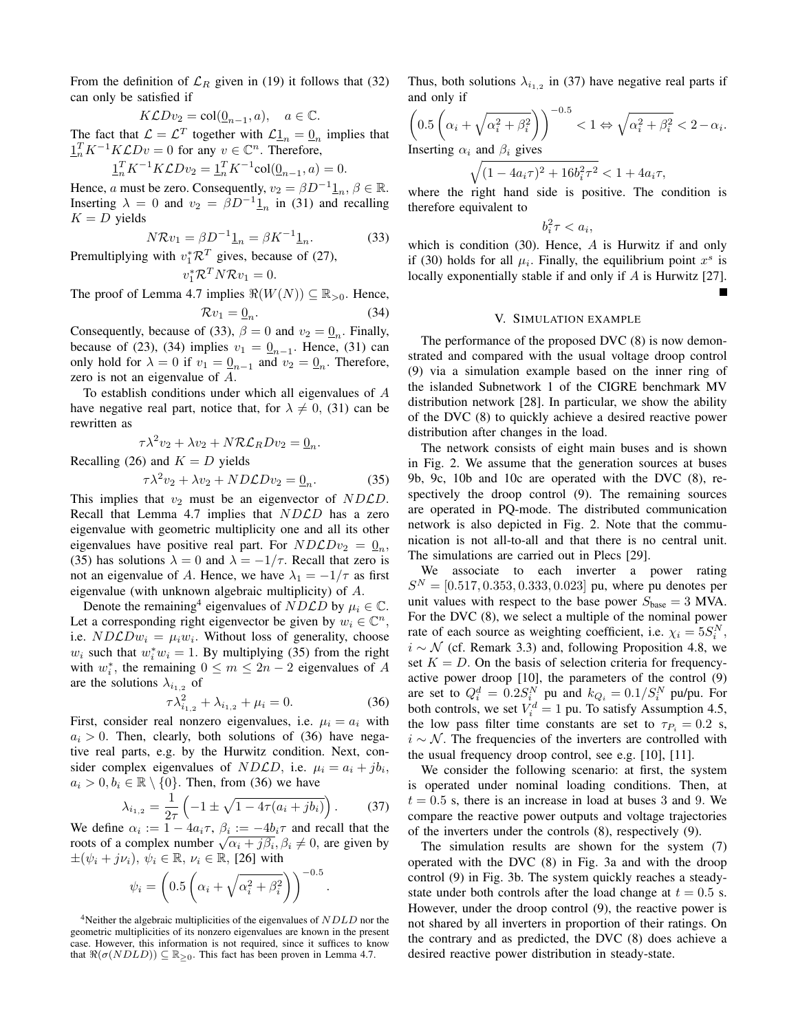From the definition of $\mathcal{L}_R$ given in (19) it follows that (32) can only be satisfied if

$$K\mathcal{L}Dv_2 = \mathrm{col}(\underline{0}_{n-1}, a), \quad a \in \mathbb{C}.$$

The fact that $\mathcal{L} = \mathcal{L}^T$ together with $\mathcal{L}\underline{1}_n = \underline{0}_n$ implies that $\underline{1}_n^T K^{-1} K\mathcal{L}Dv = 0$ for any $v \in \mathbb{C}^n$. Therefore,

$$\underline{1}_n^T K^{-1} K\mathcal{L}Dv_2 = \underline{1}_n^T K^{-1}\mathrm{col}(\underline{0}_{n-1}, a) = 0.$$

Hence, $a$ must be zero. Consequently, $v_2 = \beta D^{-1}\underline{1}_n$, $\beta \in \mathbb{R}$. Inserting $\lambda = 0$ and $v_2 = \beta D^{-1}\underline{1}_n$ in (31) and recalling $K = D$ yields

$$N\mathcal{R}v_1 = \beta D^{-1}\underline{1}_n = \beta K^{-1}\underline{1}_n. \tag{33}$$

Premultiplying with $v_1^* \mathcal{R}^T$ gives, because of (27),

$$v_1^* \mathcal{R}^T N \mathcal{R} v_1 = 0.$$

The proof of Lemma 4.7 implies $\Re(W(N)) \subseteq \mathbb{R}_{>0}$. Hence,

$$\mathcal{R}v_1 = \underline{0}_n. \tag{34}$$

Consequently, because of (33), $\beta = 0$ and $v_2 = \underline{0}_n$. Finally, because of (23), (34) implies $v_1 = \underline{0}_{n-1}$. Hence, (31) can only hold for $\lambda = 0$ if $v_1 = \underline{0}_{n-1}$ and $v_2 = \underline{0}_n$. Therefore, zero is not an eigenvalue of $A$.

To establish conditions under which all eigenvalues of $A$ have negative real part, notice that, for $\lambda \neq 0$, (31) can be rewritten as

$$\tau\lambda^2 v_2 + \lambda v_2 + N\mathcal{R}\mathcal{L}_R D v_2 = \underline{0}_n.$$

Recalling (26) and $K = D$ yields

$$\tau\lambda^2 v_2 + \lambda v_2 + ND\mathcal{L}Dv_2 = \underline{0}_n. \tag{35}$$

This implies that $v_2$ must be an eigenvector of $ND\mathcal{L}D$. Recall that Lemma 4.7 implies that $ND\mathcal{L}D$ has a zero eigenvalue with geometric multiplicity one and all its other eigenvalues have positive real part. For $ND\mathcal{L}Dv_2 = \underline{0}_n$, (35) has solutions $\lambda = 0$ and $\lambda = -1/\tau$. Recall that zero is not an eigenvalue of $A$. Hence, we have $\lambda_1 = -1/\tau$ as first eigenvalue (with unknown algebraic multiplicity) of $A$.

Denote the remaining[4] eigenvalues of $ND\mathcal{L}D$ by $\mu_i \in \mathbb{C}$. Let a corresponding right eigenvector be given by $w_i \in \mathbb{C}^n$, i.e. $ND\mathcal{L}Dw_i = \mu_i w_i$. Without loss of generality, choose $w_i$ such that $w_i^* w_i = 1$. By multiplying (35) from the right with $w_i^*$, the remaining $0 \leq m \leq 2n-2$ eigenvalues of $A$ are the solutions $\lambda_{i_{1,2}}$ of

$$\tau\lambda_{i_{1,2}}^2 + \lambda_{i_{1,2}} + \mu_i = 0. \tag{36}$$

First, consider real nonzero eigenvalues, i.e. $\mu_i = a_i$ with $a_i > 0$. Then, clearly, both solutions of (36) have negative real parts, e.g. by the Hurwitz condition. Next, consider complex eigenvalues of $ND\mathcal{L}D$, i.e. $\mu_i = a_i + jb_i$, $a_i > 0, b_i \in \mathbb{R} \setminus \{0\}$. Then, from (36) we have

$$\lambda_{i_{1,2}} = \frac{1}{2\tau}\left(-1 \pm \sqrt{1 - 4\tau(a_i + jb_i)}\right). \tag{37}$$

We define $\alpha_i := 1 - 4a_i\tau$, $\beta_i := -4b_i\tau$ and recall that the roots of a complex number $\sqrt{\alpha_i + j\beta_i}, \beta_i \neq 0$, are given by $\pm(\psi_i + j\nu_i)$, $\psi_i \in \mathbb{R}$, $\nu_i \in \mathbb{R}$, [26] with

$$\psi_i = \left(0.5\left(\alpha_i + \sqrt{\alpha_i^2 + \beta_i^2}\right)\right)^{-0.5}.$$

[4] Neither the algebraic multiplicities of the eigenvalues of $NDLD$ nor the geometric multiplicities of its nonzero eigenvalues are known in the present case. However, this information is not required, since it suffices to know that $\Re(\sigma(NDLD)) \subseteq \mathbb{R}_{\geq 0}$. This fact has been proven in Lemma 4.7.

Thus, both solutions $\lambda_{i_{1,2}}$ in (37) have negative real parts if and only if

$$\left(0.5\left(\alpha_i + \sqrt{\alpha_i^2 + \beta_i^2}\right)\right)^{-0.5} < 1 \Leftrightarrow \sqrt{\alpha_i^2 + \beta_i^2} < 2 - \alpha_i.$$

Inserting $\alpha_i$ and $\beta_i$ gives

$$\sqrt{(1 - 4a_i\tau)^2 + 16b_i^2\tau^2} < 1 + 4a_i\tau,$$

where the right hand side is positive. The condition is therefore equivalent to

$$b_i^2\tau < a_i,$$

which is condition (30). Hence, $A$ is Hurwitz if and only if (30) holds for all $\mu_i$. Finally, the equilibrium point $x^s$ is locally exponentially stable if and only if $A$ is Hurwitz [27]. ∎

## V. Simulation Example

The performance of the proposed DVC (8) is now demonstrated and compared with the usual voltage droop control (9) via a simulation example based on the inner ring of the islanded Subnetwork 1 of the CIGRE benchmark MV distribution network [28]. In particular, we show the ability of the DVC (8) to quickly achieve a desired reactive power distribution after changes in the load.

The network consists of eight main buses and is shown in Fig. 2. We assume that the generation sources at buses 9b, 9c, 10b and 10c are operated with the DVC (8), respectively the droop control (9). The remaining sources are operated in PQ-mode. The distributed communication network is also depicted in Fig. 2. Note that the communication is not all-to-all and that there is no central unit. The simulations are carried out in Plecs [29].

We associate to each inverter a power rating $S^N = [0.517, 0.353, 0.333, 0.023]$ pu, where pu denotes per unit values with respect to the base power $S_{\text{base}} = 3$ MVA. For the DVC (8), we select a multiple of the nominal power rate of each source as weighting coefficient, i.e. $\chi_i = 5S_i^N$, $i \sim \mathcal{N}$ (cf. Remark 3.3) and, following Proposition 4.8, we set $K = D$. On the basis of selection criteria for frequency-active power droop [10], the parameters of the control (9) are set to $Q_i^d = 0.2S_i^N$ pu and $k_{Q_i} = 0.1/S_i^N$ pu/pu. For both controls, we set $V_i^d = 1$ pu. To satisfy Assumption 4.5, the low pass filter time constants are set to $\tau_{P_i} = 0.2$ s, $i \sim \mathcal{N}$. The frequencies of the inverters are controlled with the usual frequency droop control, see e.g. [10], [11].

We consider the following scenario: at first, the system is operated under nominal loading conditions. Then, at $t = 0.5$ s, there is an increase in load at buses 3 and 9. We compare the reactive power outputs and voltage trajectories of the inverters under the controls (8), respectively (9).

The simulation results are shown for the system (7) operated with the DVC (8) in Fig. 3a and with the droop control (9) in Fig. 3b. The system quickly reaches a steady-state under both controls after the load change at $t = 0.5$ s. However, under the droop control (9), the reactive power is not shared by all inverters in proportion of their ratings. On the contrary and as predicted, the DVC (8) does achieve a desired reactive power distribution in steady-state.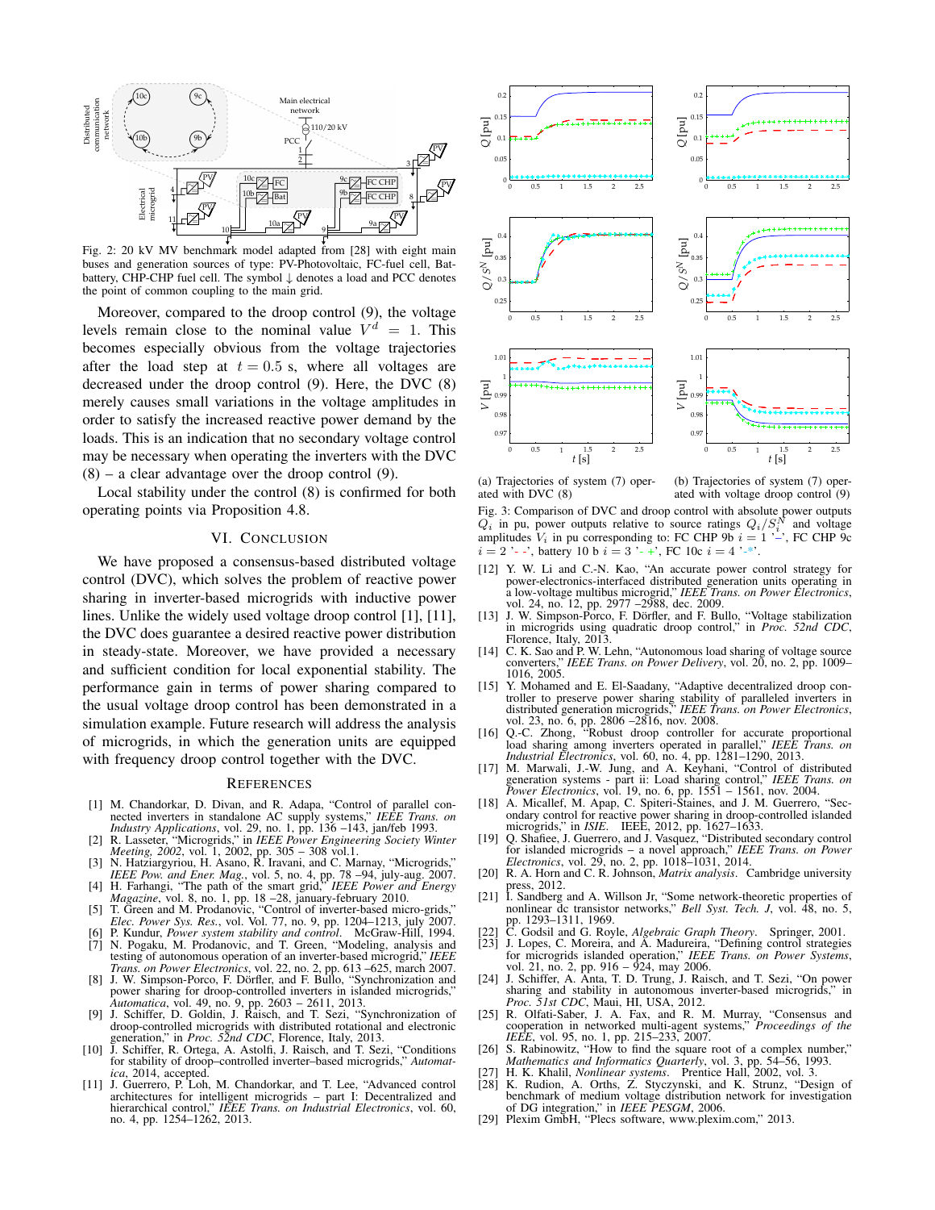Distributed communication network

10c

9c

10b

9b

Main electrical network

110/20 kV

PCC

1

2

3

Electrical microgrid

4

11

10

9

8

PV

FC

Bat

FC CHP

FC CHP

10a

9a

Fig. 2: 20 kV MV benchmark model adapted from [28] with eight main buses and generation sources of type: PV-Photovoltaic, FC-fuel cell, Bat-battery, CHP-CHP fuel cell. The symbol ↓ denotes a load and PCC denotes the point of common coupling to the main grid.

Moreover, compared to the droop control (9), the voltage levels remain close to the nominal value $V^d = 1$. This becomes especially obvious from the voltage trajectories after the load step at $t = 0.5$ s, where all voltages are decreased under the droop control (9). Here, the DVC (8) merely causes small variations in the voltage amplitudes in order to satisfy the increased reactive power demand by the loads. This is an indication that no secondary voltage control may be necessary when operating the inverters with the DVC (8) – a clear advantage over the droop control (9).

Local stability under the control (8) is confirmed for both operating points via Proposition 4.8.

## VI. Conclusion

We have proposed a consensus-based distributed voltage control (DVC), which solves the problem of reactive power sharing in inverter-based microgrids with inductive power lines. Unlike the widely used voltage droop control [1], [11], the DVC does guarantee a desired reactive power distribution in steady-state. Moreover, we have provided a necessary and sufficient condition for local exponential stability. The performance gain in terms of power sharing compared to the usual voltage droop control has been demonstrated in a simulation example. Future research will address the analysis of microgrids, in which the generation units are equipped with frequency droop control together with the DVC.

$Q$ [pu]

0.2

0.15

0.1

0.05

0

$Q/S^N$ [pu]

0.4

0.35

0.3

0.25

$V$ [pu]

1.01

1

0.99

0.98

0.97

0 0.5 1 1.5 2 2.5

$t$ [s]

(a) Trajectories of system (7) operated with DVC (8)

(b) Trajectories of system (7) operated with voltage droop control (9)

Fig. 3: Comparison of DVC and droop control with absolute power outputs $Q_i$ in pu, power outputs relative to source ratings $Q_i/S_i^N$ and voltage amplitudes $V_i$ in pu corresponding to: FC CHP 9b $i = 1$ '–', FC CHP 9c $i = 2$ '- -', battery 10 b $i = 3$ '- +', FC 10c $i = 4$ '-*'.

## References

[1] M. Chandorkar, D. Divan, and R. Adapa, "Control of parallel connected inverters in standalone AC supply systems," *IEEE Trans. on Industry Applications*, vol. 29, no. 1, pp. 136 –143, jan/feb 1993.

[2] R. Lasseter, "Microgrids," in *IEEE Power Engineering Society Winter Meeting, 2002*, vol. 1, 2002, pp. 305 – 308 vol.1.

[3] N. Hatziargyriou, H. Asano, R. Iravani, and C. Marnay, "Microgrids," *IEEE Pow. and Ener. Mag.*, vol. 5, no. 4, pp. 78 –94, july-aug. 2007.

[4] H. Farhangi, "The path of the smart grid," *IEEE Power and Energy Magazine*, vol. 8, no. 1, pp. 18 –28, january-february 2010.

[5] T. Green and M. Prodanovic, "Control of inverter-based micro-grids," *Elec. Power Sys. Res.*, vol. Vol. 77, no. 9, pp. 1204–1213, july 2007.

[6] P. Kundur, *Power system stability and control*. McGraw-Hill, 1994.

[7] N. Pogaku, M. Prodanovic, and T. Green, "Modeling, analysis and testing of autonomous operation of an inverter-based microgrid," *IEEE Trans. on Power Electronics*, vol. 22, no. 2, pp. 613 –625, march 2007.

[8] J. W. Simpson-Porco, F. Dörfler, and F. Bullo, "Synchronization and power sharing for droop-controlled inverters in islanded microgrids," *Automatica*, vol. 49, no. 9, pp. 2603 – 2611, 2013.

[9] J. Schiffer, D. Goldin, J. Raisch, and T. Sezi, "Synchronization of droop-controlled microgrids with distributed rotational and electronic generation," in *Proc. 52nd CDC*, Florence, Italy, 2013.

[10] J. Schiffer, R. Ortega, A. Astolfi, J. Raisch, and T. Sezi, "Conditions for stability of droop-controlled inverter-based microgrids," *Automatica*, 2014, accepted.

[11] J. Guerrero, P. Loh, M. Chandorkar, and T. Lee, "Advanced control architectures for intelligent microgrids – part I: Decentralized and hierarchical control," *IEEE Trans. on Industrial Electronics*, vol. 60, no. 4, pp. 1254–1262, 2013.

[12] Y. W. Li and C.-N. Kao, "An accurate power control strategy for power-electronics-interfaced distributed generation units operating in a low-voltage multibus microgrid," *IEEE Trans. on Power Electronics*, vol. 24, no. 12, pp. 2977 –2988, dec. 2009.

[13] J. W. Simpson-Porco, F. Dörfler, and F. Bullo, "Voltage stabilization in microgrids using quadratic droop control," in *Proc. 52nd CDC*, Florence, Italy, 2013.

[14] C. K. Sao and P. W. Lehn, "Autonomous load sharing of voltage source converters," *IEEE Trans. on Power Delivery*, vol. 20, no. 2, pp. 1009–1016, 2005.

[15] Y. Mohamed and E. El-Saadany, "Adaptive decentralized droop controller to preserve power sharing stability of paralleled inverters in distributed generation microgrids," *IEEE Trans. on Power Electronics*, vol. 23, no. 6, pp. 2806 –2816, nov. 2008.

[16] Q.-C. Zhong, "Robust droop controller for accurate proportional load sharing among inverters operated in parallel," *IEEE Trans. on Industrial Electronics*, vol. 60, no. 4, pp. 1281–1290, 2013.

[17] M. Marwali, J.-W. Jung, and A. Keyhani, "Control of distributed generation systems - part ii: Load sharing control," *IEEE Trans. on Power Electronics*, vol. 19, no. 6, pp. 1551 – 1561, nov. 2004.

[18] A. Micallef, M. Apap, C. Spiteri-Staines, and J. M. Guerrero, "Secondary control for reactive power sharing in droop-controlled islanded microgrids," in *ISIE*. IEEE, 2012, pp. 1627–1633.

[19] Q. Shafiee, J. Guerrero, and J. Vasquez, "Distributed secondary control for islanded microgrids – a novel approach," *IEEE Trans. on Power Electronics*, vol. 29, no. 2, pp. 1018–1031, 2014.

[20] R. A. Horn and C. R. Johnson, *Matrix analysis*. Cambridge university press, 2012.

[21] I. Sandberg and A. Willson Jr, "Some network-theoretic properties of nonlinear dc transistor networks," *Bell Syst. Tech. J*, vol. 48, no. 5, pp. 1293–1311, 1969.

[22] C. Godsil and G. Royle, *Algebraic Graph Theory*. Springer, 2001.

[23] J. Lopes, C. Moreira, and A. Madureira, "Defining control strategies for microgrids islanded operation," *IEEE Trans. on Power Systems*, vol. 21, no. 2, pp. 916 – 924, may 2006.

[24] J. Schiffer, A. Anta, T. D. Trung, J. Raisch, and T. Sezi, "On power sharing and stability in autonomous inverter-based microgrids," in *Proc. 51st CDC*, Maui, HI, USA, 2012.

[25] R. Olfati-Saber, J. A. Fax, and R. M. Murray, "Consensus and cooperation in networked multi-agent systems," *Proceedings of the IEEE*, vol. 95, no. 1, pp. 215–233, 2007.

[26] S. Rabinowitz, "How to find the square root of a complex number," *Mathematics and Informatics Quarterly*, vol. 3, pp. 54–56, 1993.

[27] H. K. Khalil, *Nonlinear systems*. Prentice Hall, 2002, vol. 3.

[28] K. Rudion, A. Orths, Z. Styczynski, and K. Strunz, "Design of benchmark of medium voltage distribution network for investigation of DG integration," in *IEEE PESGM*, 2006.

[29] Plexim GmbH, "Plecs software, www.plexim.com," 2013.